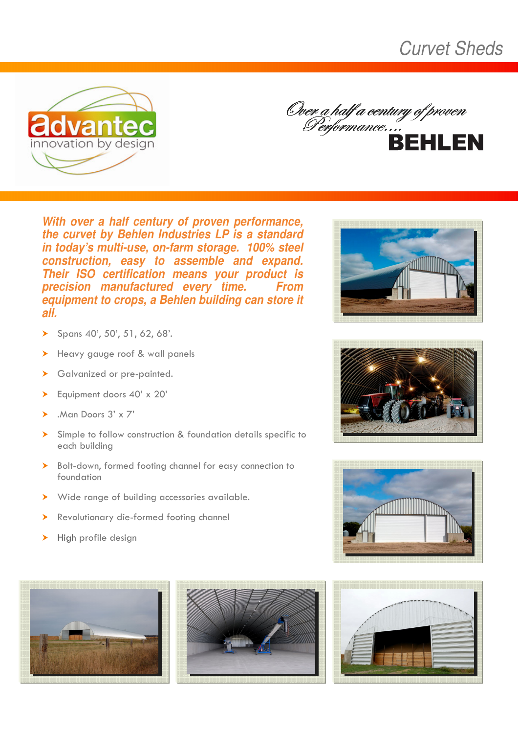# Curvet Sheds

advantec
innovation by design

*Over a half a century of proven Performance….*
**BEHLEN**

***With over a half century of proven performance, the curvet by Behlen Industries LP is a standard in today's multi-use, on-farm storage. 100% steel construction, easy to assemble and expand. Their ISO certification means your product is precision manufactured every time. From equipment to crops, a Behlen building can store it all.***

- Spans 40', 50', 51, 62, 68'.
- Heavy gauge roof & wall panels
- Galvanized or pre-painted.
- Equipment doors 40' x 20'
- .Man Doors 3' x 7'
- Simple to follow construction & foundation details specific to each building
- Bolt-down, formed footing channel for easy connection to foundation
- Wide range of building accessories available.
- Revolutionary die-formed footing channel
- High profile design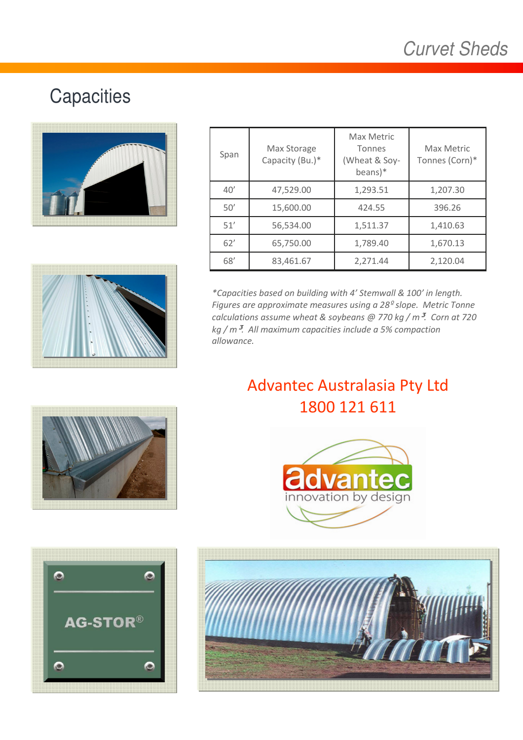## Capacities

| Span | Max Storage Capacity (Bu.)* | Max Metric Tonnes (Wheat & Soy-beans)* | Max Metric Tonnes (Corn)* |
|---|---|---|---|
| 40’ | 47,529.00 | 1,293.51 | 1,207.30 |
| 50’ | 15,600.00 | 424.55 | 396.26 |
| 51’ | 56,534.00 | 1,511.37 | 1,410.63 |
| 62’ | 65,750.00 | 1,789.40 | 1,670.13 |
| 68’ | 83,461.67 | 2,271.44 | 2,120.04 |

*\*Capacities based on building with 4’ Stemwall & 100’ in length. Figures are approximate measures using a 28º slope. Metric Tonne calculations assume wheat & soybeans @ 770 kg / $m^3$. Corn at 720 kg / $m^3$. All maximum capacities include a 5% compaction allowance.*

**Advantec Australasia Pty Ltd**
**1800 121 611**

advantec
innovation by design

AG-STOR®